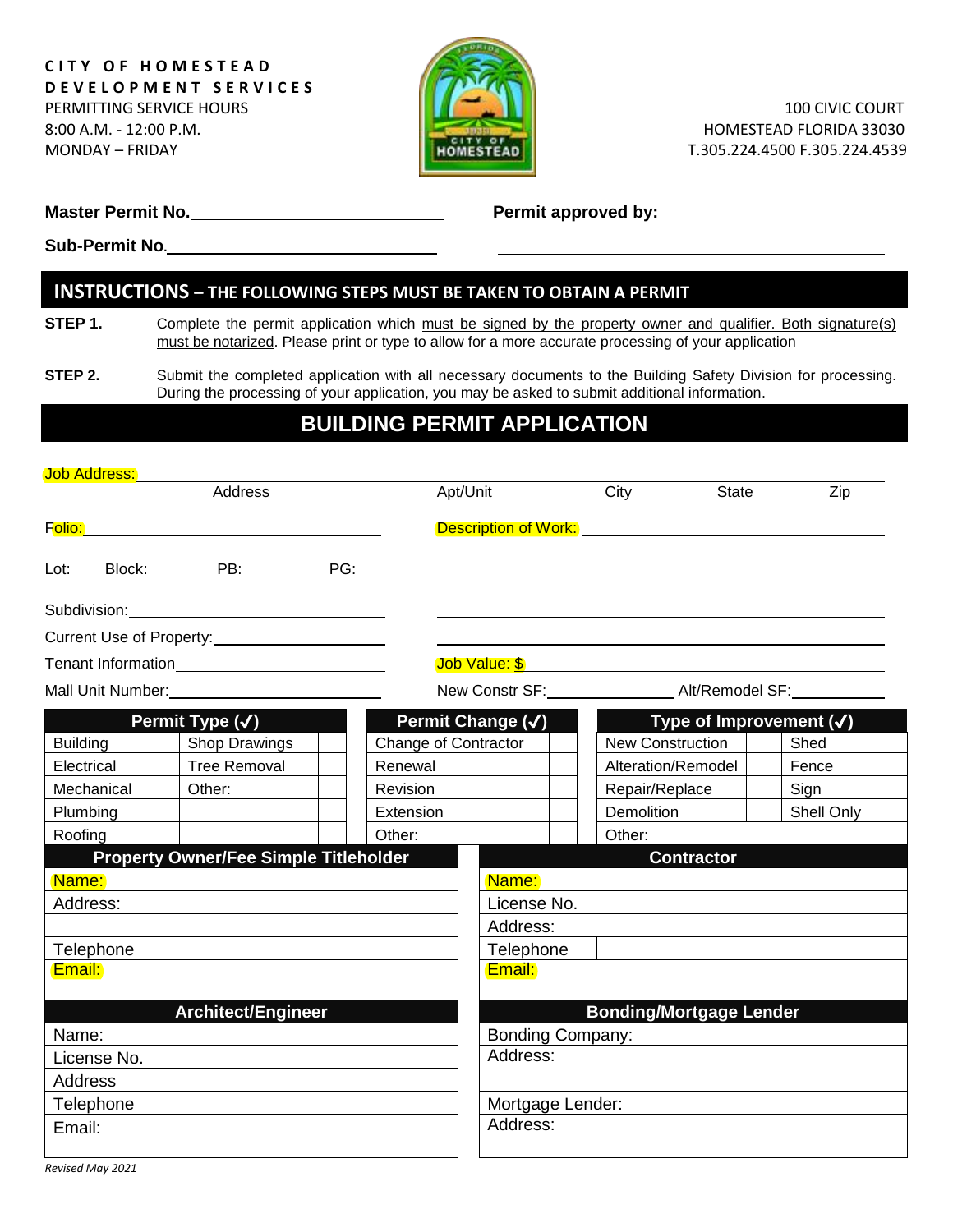**CITY OF HOMESTEAD**
**DEVELOPMENT SERVICES**
PERMITTING SERVICE HOURS
8:00 A.M. - 12:00 P.M.
MONDAY – FRIDAY

100 CIVIC COURT
HOMESTEAD FLORIDA 33030
T.305.224.4500 F.305.224.4539

**Master Permit No.** ____________________________ **Permit approved by:**

**Sub-Permit No.** ____________________________ ____________________________

## INSTRUCTIONS – THE FOLLOWING STEPS MUST BE TAKEN TO OBTAIN A PERMIT

**STEP 1.** Complete the permit application which must be signed by the property owner and qualifier. Both signature(s) must be notarized. Please print or type to allow for a more accurate processing of your application

**STEP 2.** Submit the completed application with all necessary documents to the Building Safety Division for processing. During the processing of your application, you may be asked to submit additional information.

## BUILDING PERMIT APPLICATION

Job Address: ____________________________________________
Address | Apt/Unit | City | State | Zip

Folio: ____________________ Description of Work: ____________________

Lot:____ Block: ________ PB:__________ PG:___

Subdivision: ____________________

Current Use of Property: ____________________

Tenant Information ____________________ Job Value: $ ____________________

Mall Unit Number: ____________________ New Constr SF: ____________ Alt/Remodel SF: ____________

| Permit Type (✓) | | | | Permit Change (✓) | | Type of Improvement (✓) | | | |
|---|---|---|---|---|---|---|---|---|---|
| Building | | Shop Drawings | | Change of Contractor | | New Construction | | Shed | |
| Electrical | | Tree Removal | | Renewal | | Alteration/Remodel | | Fence | |
| Mechanical | | Other: | | Revision | | Repair/Replace | | Sign | |
| Plumbing | | | | Extension | | Demolition | | Shell Only | |
| Roofing | | | | Other: | | Other: | | | |

| Property Owner/Fee Simple Titleholder | Contractor |
|---|---|
| Name: | Name: |
| Address: | License No. |
| | Address: |
| Telephone | Telephone |
| Email: | Email: |

| Architect/Engineer | Bonding/Mortgage Lender |
|---|---|
| Name: | Bonding Company: |
| License No. | Address: |
| Address | |
| Telephone | Mortgage Lender: |
| Email: | Address: |

*Revised May 2021*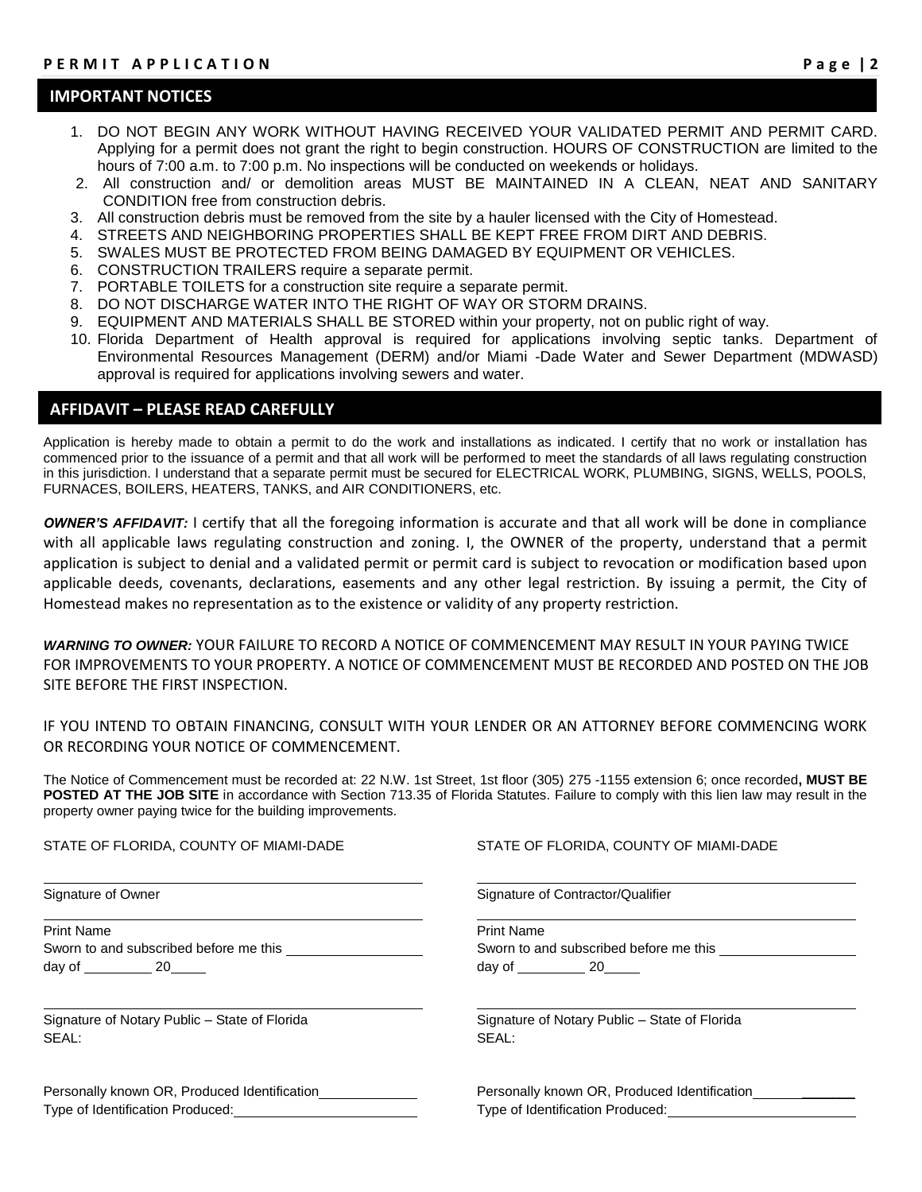## IMPORTANT NOTICES

1. DO NOT BEGIN ANY WORK WITHOUT HAVING RECEIVED YOUR VALIDATED PERMIT AND PERMIT CARD. Applying for a permit does not grant the right to begin construction. HOURS OF CONSTRUCTION are limited to the hours of 7:00 a.m. to 7:00 p.m. No inspections will be conducted on weekends or holidays.
2. All construction and/ or demolition areas MUST BE MAINTAINED IN A CLEAN, NEAT AND SANITARY CONDITION free from construction debris.
3. All construction debris must be removed from the site by a hauler licensed with the City of Homestead.
4. STREETS AND NEIGHBORING PROPERTIES SHALL BE KEPT FREE FROM DIRT AND DEBRIS.
5. SWALES MUST BE PROTECTED FROM BEING DAMAGED BY EQUIPMENT OR VEHICLES.
6. CONSTRUCTION TRAILERS require a separate permit.
7. PORTABLE TOILETS for a construction site require a separate permit.
8. DO NOT DISCHARGE WATER INTO THE RIGHT OF WAY OR STORM DRAINS.
9. EQUIPMENT AND MATERIALS SHALL BE STORED within your property, not on public right of way.
10. Florida Department of Health approval is required for applications involving septic tanks. Department of Environmental Resources Management (DERM) and/or Miami -Dade Water and Sewer Department (MDWASD) approval is required for applications involving sewers and water.

## AFFIDAVIT – PLEASE READ CAREFULLY

Application is hereby made to obtain a permit to do the work and installations as indicated. I certify that no work or installation has commenced prior to the issuance of a permit and that all work will be performed to meet the standards of all laws regulating construction in this jurisdiction. I understand that a separate permit must be secured for ELECTRICAL WORK, PLUMBING, SIGNS, WELLS, POOLS, FURNACES, BOILERS, HEATERS, TANKS, and AIR CONDITIONERS, etc.

***OWNER'S AFFIDAVIT:*** I certify that all the foregoing information is accurate and that all work will be done in compliance with all applicable laws regulating construction and zoning. I, the OWNER of the property, understand that a permit application is subject to denial and a validated permit or permit card is subject to revocation or modification based upon applicable deeds, covenants, declarations, easements and any other legal restriction. By issuing a permit, the City of Homestead makes no representation as to the existence or validity of any property restriction.

***WARNING TO OWNER:*** YOUR FAILURE TO RECORD A NOTICE OF COMMENCEMENT MAY RESULT IN YOUR PAYING TWICE FOR IMPROVEMENTS TO YOUR PROPERTY. A NOTICE OF COMMENCEMENT MUST BE RECORDED AND POSTED ON THE JOB SITE BEFORE THE FIRST INSPECTION.

IF YOU INTEND TO OBTAIN FINANCING, CONSULT WITH YOUR LENDER OR AN ATTORNEY BEFORE COMMENCING WORK OR RECORDING YOUR NOTICE OF COMMENCEMENT.

The Notice of Commencement must be recorded at: 22 N.W. 1st Street, 1st floor (305) 275 -1155 extension 6; once recorded**, MUST BE POSTED AT THE JOB SITE** in accordance with Section 713.35 of Florida Statutes. Failure to comply with this lien law may result in the property owner paying twice for the building improvements.

STATE OF FLORIDA, COUNTY OF MIAMI-DADE

______________________________
Signature of Owner

______________________________
Print Name

Sworn to and subscribed before me this __________

day of __________ 20____

______________________________
Signature of Notary Public – State of Florida

SEAL:

Personally known OR, Produced Identification __________

Type of Identification Produced: __________

STATE OF FLORIDA, COUNTY OF MIAMI-DADE

______________________________
Signature of Contractor/Qualifier

______________________________
Print Name

Sworn to and subscribed before me this __________

day of __________ 20____

______________________________
Signature of Notary Public – State of Florida

SEAL:

Personally known OR, Produced Identification __________

Type of Identification Produced: __________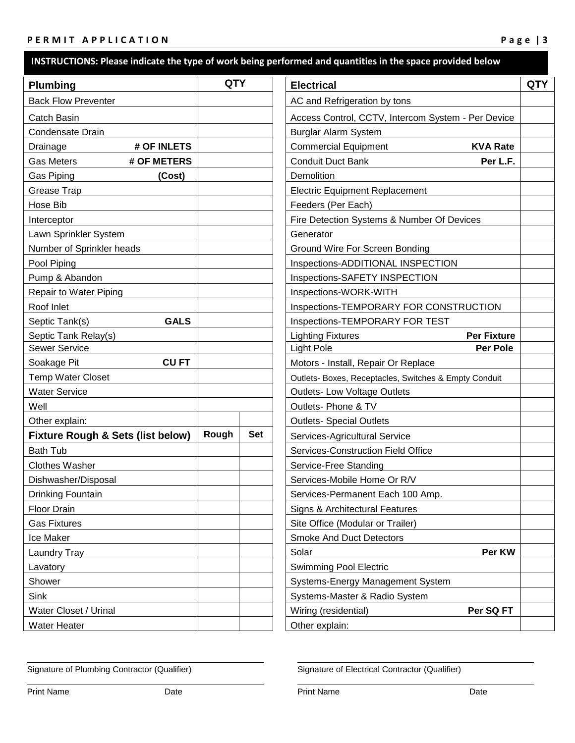**INSTRUCTIONS: Please indicate the type of work being performed and quantities in the space provided below**

| Plumbing | QTY | |
|---|---|---|
| Back Flow Preventer | | |
| Catch Basin | | |
| Condensate Drain | | |
| Drainage **# OF INLETS** | | |
| Gas Meters **# OF METERS** | | |
| Gas Piping **(Cost)** | | |
| Grease Trap | | |
| Hose Bib | | |
| Interceptor | | |
| Lawn Sprinkler System | | |
| Number of Sprinkler heads | | |
| Pool Piping | | |
| Pump & Abandon | | |
| Repair to Water Piping | | |
| Roof Inlet | | |
| Septic Tank(s) **GALS** | | |
| Septic Tank Relay(s) | | |
| Sewer Service | | |
| Soakage Pit **CU FT** | | |
| Temp Water Closet | | |
| Water Service | | |
| Well | | |
| Other explain: | | |
| **Fixture Rough & Sets (list below)** | **Rough** | **Set** |
| Bath Tub | | |
| Clothes Washer | | |
| Dishwasher/Disposal | | |
| Drinking Fountain | | |
| Floor Drain | | |
| Gas Fixtures | | |
| Ice Maker | | |
| Laundry Tray | | |
| Lavatory | | |
| Shower | | |
| Sink | | |
| Water Closet / Urinal | | |
| Water Heater | | |

| Electrical | QTY |
|---|---|
| AC and Refrigeration by tons | |
| Access Control, CCTV, Intercom System - Per Device | |
| Burglar Alarm System | |
| Commercial Equipment **KVA Rate** | |
| Conduit Duct Bank **Per L.F.** | |
| Demolition | |
| Electric Equipment Replacement | |
| Feeders (Per Each) | |
| Fire Detection Systems & Number Of Devices | |
| Generator | |
| Ground Wire For Screen Bonding | |
| Inspections-ADDITIONAL INSPECTION | |
| Inspections-SAFETY INSPECTION | |
| Inspections-WORK-WITH | |
| Inspections-TEMPORARY FOR CONSTRUCTION | |
| Inspections-TEMPORARY FOR TEST | |
| Lighting Fixtures **Per Fixture** | |
| Light Pole **Per Pole** | |
| Motors - Install, Repair Or Replace | |
| Outlets- Boxes, Receptacles, Switches & Empty Conduit | |
| Outlets- Low Voltage Outlets | |
| Outlets- Phone & TV | |
| Outlets- Special Outlets | |
| Services-Agricultural Service | |
| Services-Construction Field Office | |
| Service-Free Standing | |
| Services-Mobile Home Or R/V | |
| Services-Permanent Each 100 Amp. | |
| Signs & Architectural Features | |
| Site Office (Modular or Trailer) | |
| Smoke And Duct Detectors | |
| Solar **Per KW** | |
| Swimming Pool Electric | |
| Systems-Energy Management System | |
| Systems-Master & Radio System | |
| Wiring (residential) **Per SQ FT** | |
| Other explain: | |

Signature of Plumbing Contractor (Qualifier)

Print Name Date

Signature of Electrical Contractor (Qualifier)

Print Name Date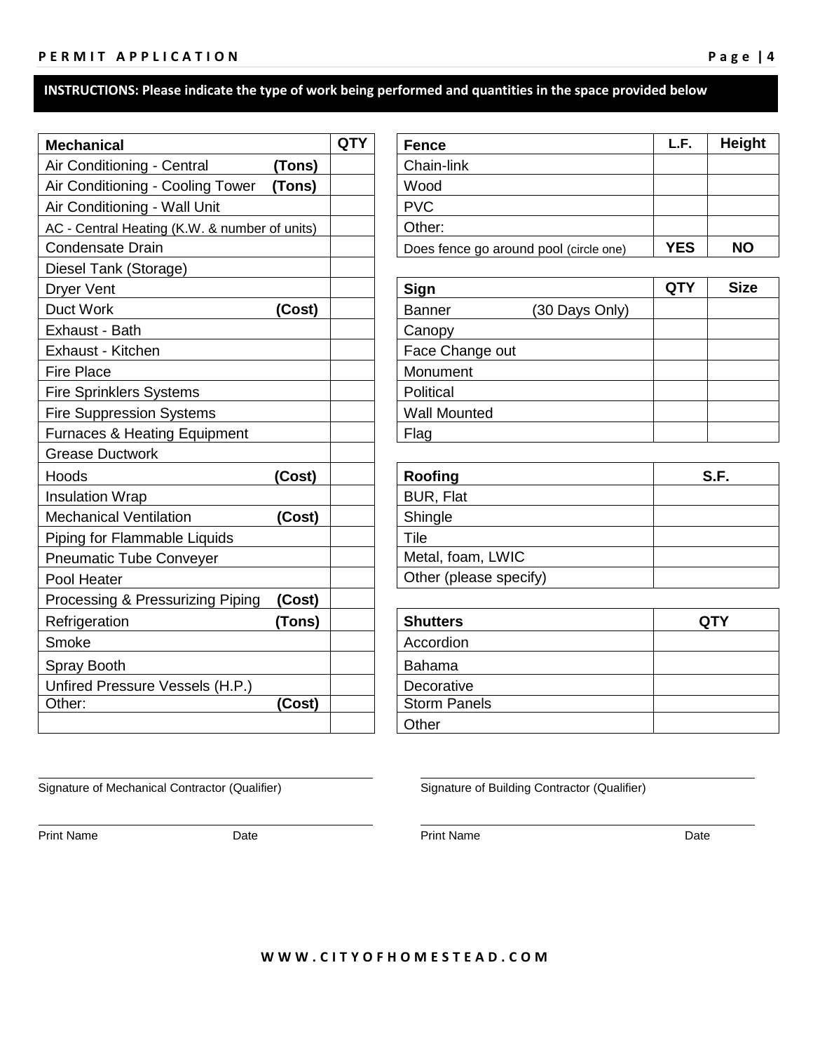**INSTRUCTIONS: Please indicate the type of work being performed and quantities in the space provided below**

| Mechanical | | QTY |
|---|---|---|
| Air Conditioning - Central | **(Tons)** | |
| Air Conditioning - Cooling Tower | **(Tons)** | |
| Air Conditioning - Wall Unit | | |
| AC - Central Heating (K.W. & number of units) | | |
| Condensate Drain | | |
| Diesel Tank (Storage) | | |
| Dryer Vent | | |
| Duct Work | **(Cost)** | |
| Exhaust - Bath | | |
| Exhaust - Kitchen | | |
| Fire Place | | |
| Fire Sprinklers Systems | | |
| Fire Suppression Systems | | |
| Furnaces & Heating Equipment | | |
| Grease Ductwork | | |
| Hoods | **(Cost)** | |
| Insulation Wrap | | |
| Mechanical Ventilation | **(Cost)** | |
| Piping for Flammable Liquids | | |
| Pneumatic Tube Conveyer | | |
| Pool Heater | | |
| Processing & Pressurizing Piping | **(Cost)** | |
| Refrigeration | **(Tons)** | |
| Smoke | | |
| Spray Booth | | |
| Unfired Pressure Vessels (H.P.) | | |
| Other: | **(Cost)** | |
| | | |

| Fence | L.F. | Height |
|---|---|---|
| Chain-link | | |
| Wood | | |
| PVC | | |
| Other: | | |
| Does fence go around pool (circle one) | **YES** | **NO** |

| Sign | | QTY | Size |
|---|---|---|---|
| Banner | (30 Days Only) | | |
| Canopy | | | |
| Face Change out | | | |
| Monument | | | |
| Political | | | |
| Wall Mounted | | | |
| Flag | | | |

| Roofing | S.F. |
|---|---|
| BUR, Flat | |
| Shingle | |
| Tile | |
| Metal, foam, LWIC | |
| Other (please specify) | |

| Shutters | QTY |
|---|---|
| Accordion | |
| Bahama | |
| Decorative | |
| Storm Panels | |
| Other | |

_______________________________
Signature of Mechanical Contractor (Qualifier)

_______________________________
Print Name Date

_______________________________
Signature of Building Contractor (Qualifier)

_______________________________
Print Name Date

**WWW.CITYOFHOMESTEAD.COM**